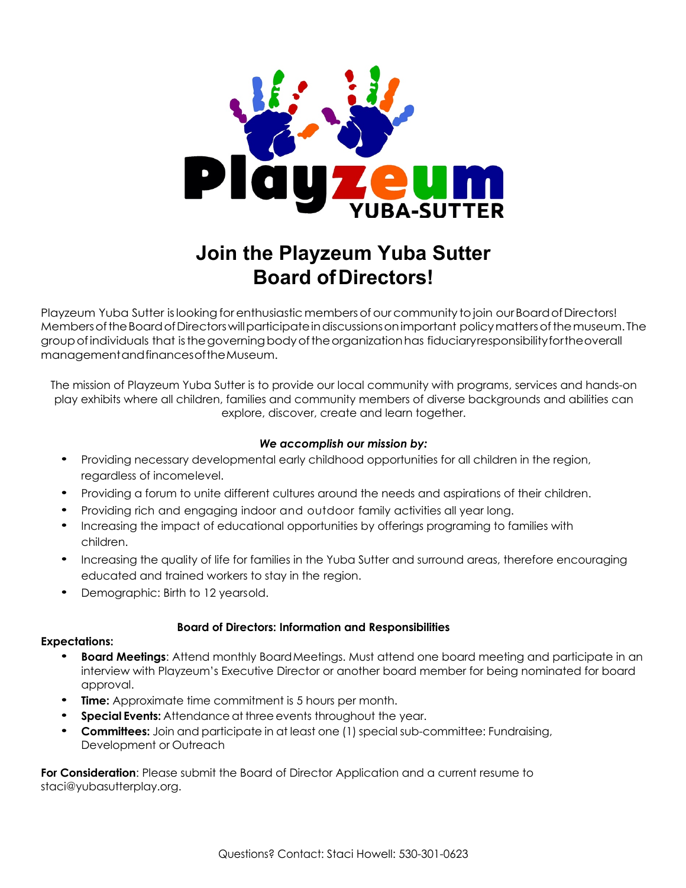# Join the Playzeum Yuba Sutter Board of Directors!

Playzeum Yuba Sutter is looking for enthusiastic members of our community to join our Board of Directors! Members of the Board of Directors will participate in discussions on important policy matters of the museum. The group of individuals that is the governing body of the organization has fiduciary responsibility for the overall management and finances of the Museum.

The mission of Playzeum Yuba Sutter is to provide our local community with programs, services and hands-on play exhibits where all children, families and community members of diverse backgrounds and abilities can explore, discover, create and learn together.

***We accomplish our mission by:***

- Providing necessary developmental early childhood opportunities for all children in the region, regardless of income level.
- Providing a forum to unite different cultures around the needs and aspirations of their children.
- Providing rich and engaging indoor and outdoor family activities all year long.
- Increasing the impact of educational opportunities by offerings programing to families with children.
- Increasing the quality of life for families in the Yuba Sutter and surround areas, therefore encouraging educated and trained workers to stay in the region.
- Demographic: Birth to 12 years old.

### Board of Directors: Information and Responsibilities

**Expectations:**

- **Board Meetings**: Attend monthly Board Meetings. Must attend one board meeting and participate in an interview with Playzeum's Executive Director or another board member for being nominated for board approval.
- **Time:** Approximate time commitment is 5 hours per month.
- **Special Events:** Attendance at three events throughout the year.
- **Committees:** Join and participate in at least one (1) special sub-committee: Fundraising, Development or Outreach

**For Consideration**: Please submit the Board of Director Application and a current resume to staci@yubasutterplay.org.

Questions? Contact: Staci Howell: 530-301-0623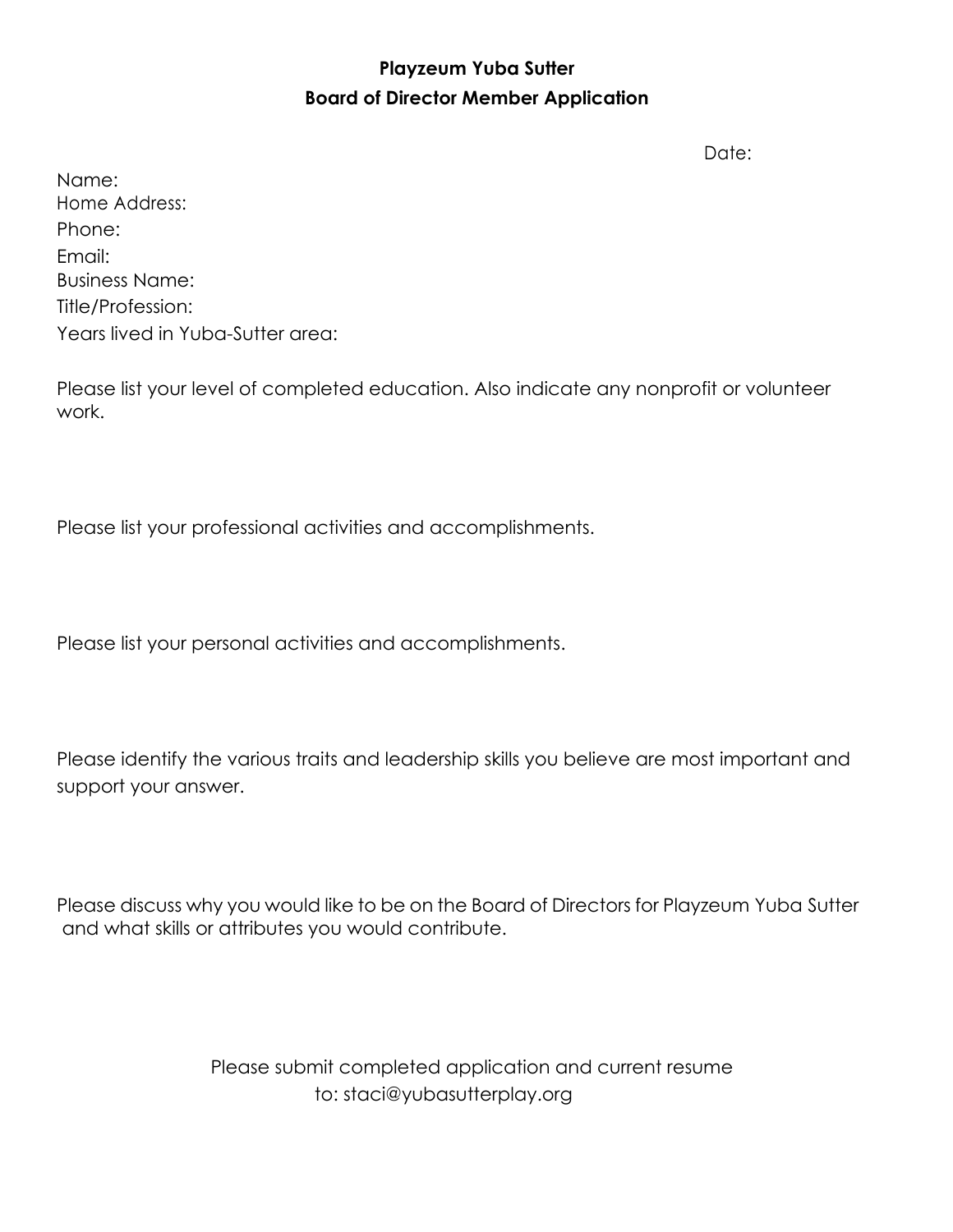## Playzeum Yuba Sutter
## Board of Director Member Application

Date:

Name:
Home Address:
Phone:
Email:
Business Name:
Title/Profession:
Years lived in Yuba-Sutter area:

Please list your level of completed education. Also indicate any nonprofit or volunteer work.

Please list your professional activities and accomplishments.

Please list your personal activities and accomplishments.

Please identify the various traits and leadership skills you believe are most important and support your answer.

Please discuss why you would like to be on the Board of Directors for Playzeum Yuba Sutter and what skills or attributes you would contribute.

Please submit completed application and current resume to: staci@yubasutterplay.org